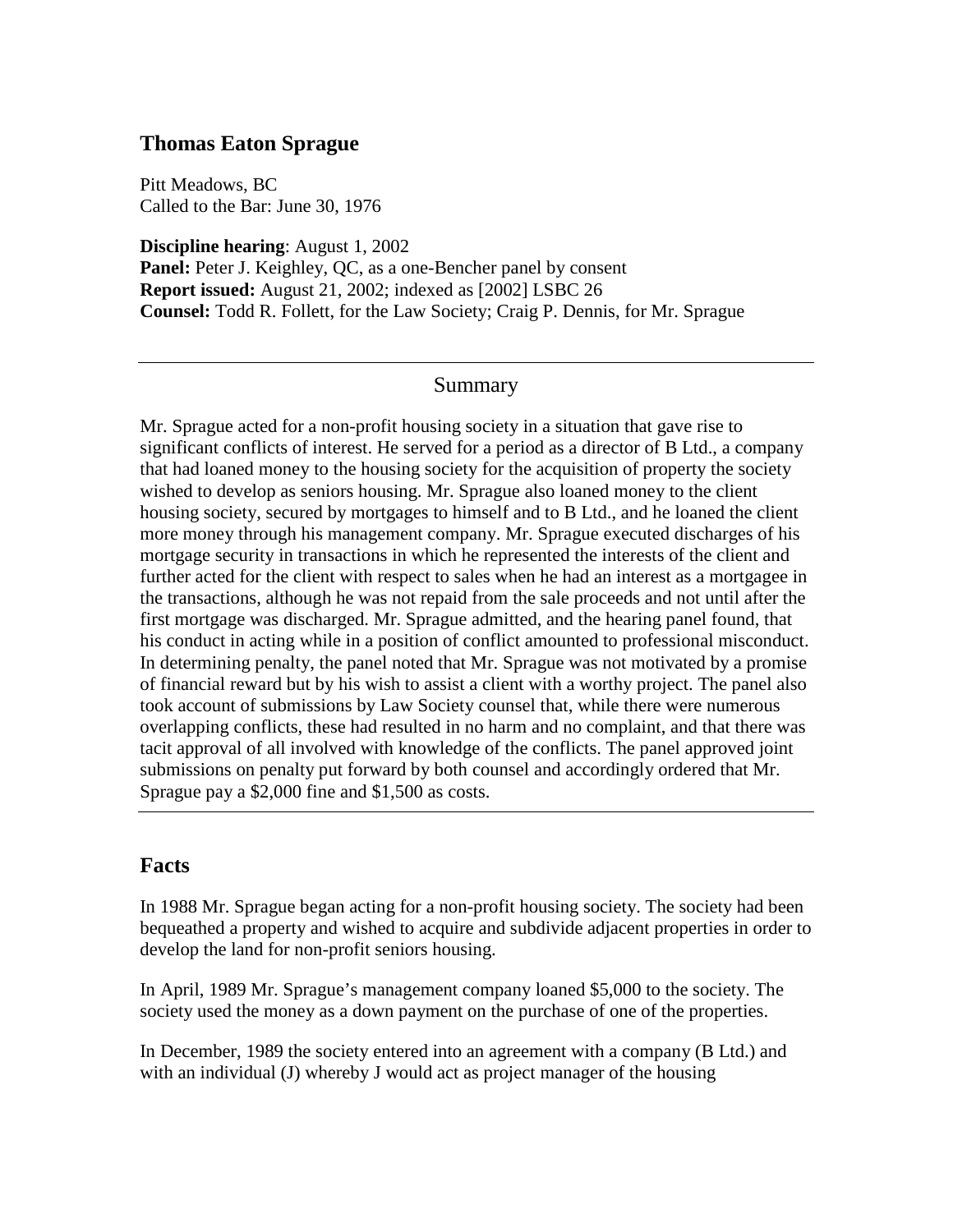## Thomas Eaton Sprague

Pitt Meadows, BC
Called to the Bar: June 30, 1976

**Discipline hearing**: August 1, 2002
**Panel:** Peter J. Keighley, QC, as a one-Bencher panel by consent
**Report issued:** August 21, 2002; indexed as [2002] LSBC 26
**Counsel:** Todd R. Follett, for the Law Society; Craig P. Dennis, for Mr. Sprague

---

### Summary

Mr. Sprague acted for a non-profit housing society in a situation that gave rise to significant conflicts of interest. He served for a period as a director of B Ltd., a company that had loaned money to the housing society for the acquisition of property the society wished to develop as seniors housing. Mr. Sprague also loaned money to the client housing society, secured by mortgages to himself and to B Ltd., and he loaned the client more money through his management company. Mr. Sprague executed discharges of his mortgage security in transactions in which he represented the interests of the client and further acted for the client with respect to sales when he had an interest as a mortgagee in the transactions, although he was not repaid from the sale proceeds and not until after the first mortgage was discharged. Mr. Sprague admitted, and the hearing panel found, that his conduct in acting while in a position of conflict amounted to professional misconduct. In determining penalty, the panel noted that Mr. Sprague was not motivated by a promise of financial reward but by his wish to assist a client with a worthy project. The panel also took account of submissions by Law Society counsel that, while there were numerous overlapping conflicts, these had resulted in no harm and no complaint, and that there was tacit approval of all involved with knowledge of the conflicts. The panel approved joint submissions on penalty put forward by both counsel and accordingly ordered that Mr. Sprague pay a $2,000 fine and $1,500 as costs.

---

## Facts

In 1988 Mr. Sprague began acting for a non-profit housing society. The society had been bequeathed a property and wished to acquire and subdivide adjacent properties in order to develop the land for non-profit seniors housing.

In April, 1989 Mr. Sprague's management company loaned $5,000 to the society. The society used the money as a down payment on the purchase of one of the properties.

In December, 1989 the society entered into an agreement with a company (B Ltd.) and with an individual (J) whereby J would act as project manager of the housing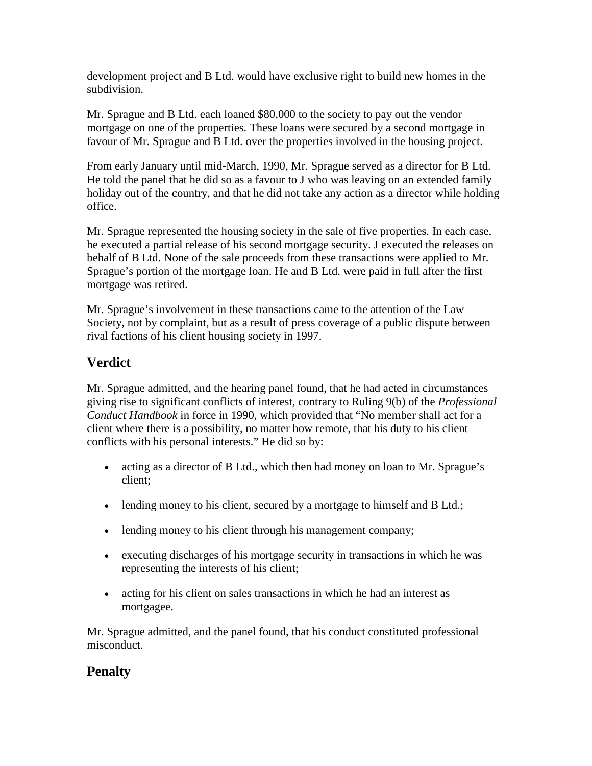development project and B Ltd. would have exclusive right to build new homes in the subdivision.

Mr. Sprague and B Ltd. each loaned $80,000 to the society to pay out the vendor mortgage on one of the properties. These loans were secured by a second mortgage in favour of Mr. Sprague and B Ltd. over the properties involved in the housing project.

From early January until mid-March, 1990, Mr. Sprague served as a director for B Ltd. He told the panel that he did so as a favour to J who was leaving on an extended family holiday out of the country, and that he did not take any action as a director while holding office.

Mr. Sprague represented the housing society in the sale of five properties. In each case, he executed a partial release of his second mortgage security. J executed the releases on behalf of B Ltd. None of the sale proceeds from these transactions were applied to Mr. Sprague's portion of the mortgage loan. He and B Ltd. were paid in full after the first mortgage was retired.

Mr. Sprague's involvement in these transactions came to the attention of the Law Society, not by complaint, but as a result of press coverage of a public dispute between rival factions of his client housing society in 1997.

## Verdict

Mr. Sprague admitted, and the hearing panel found, that he had acted in circumstances giving rise to significant conflicts of interest, contrary to Ruling 9(b) of the *Professional Conduct Handbook* in force in 1990, which provided that "No member shall act for a client where there is a possibility, no matter how remote, that his duty to his client conflicts with his personal interests." He did so by:

- acting as a director of B Ltd., which then had money on loan to Mr. Sprague's client;
- lending money to his client, secured by a mortgage to himself and B Ltd.;
- lending money to his client through his management company;
- executing discharges of his mortgage security in transactions in which he was representing the interests of his client;
- acting for his client on sales transactions in which he had an interest as mortgagee.

Mr. Sprague admitted, and the panel found, that his conduct constituted professional misconduct.

## Penalty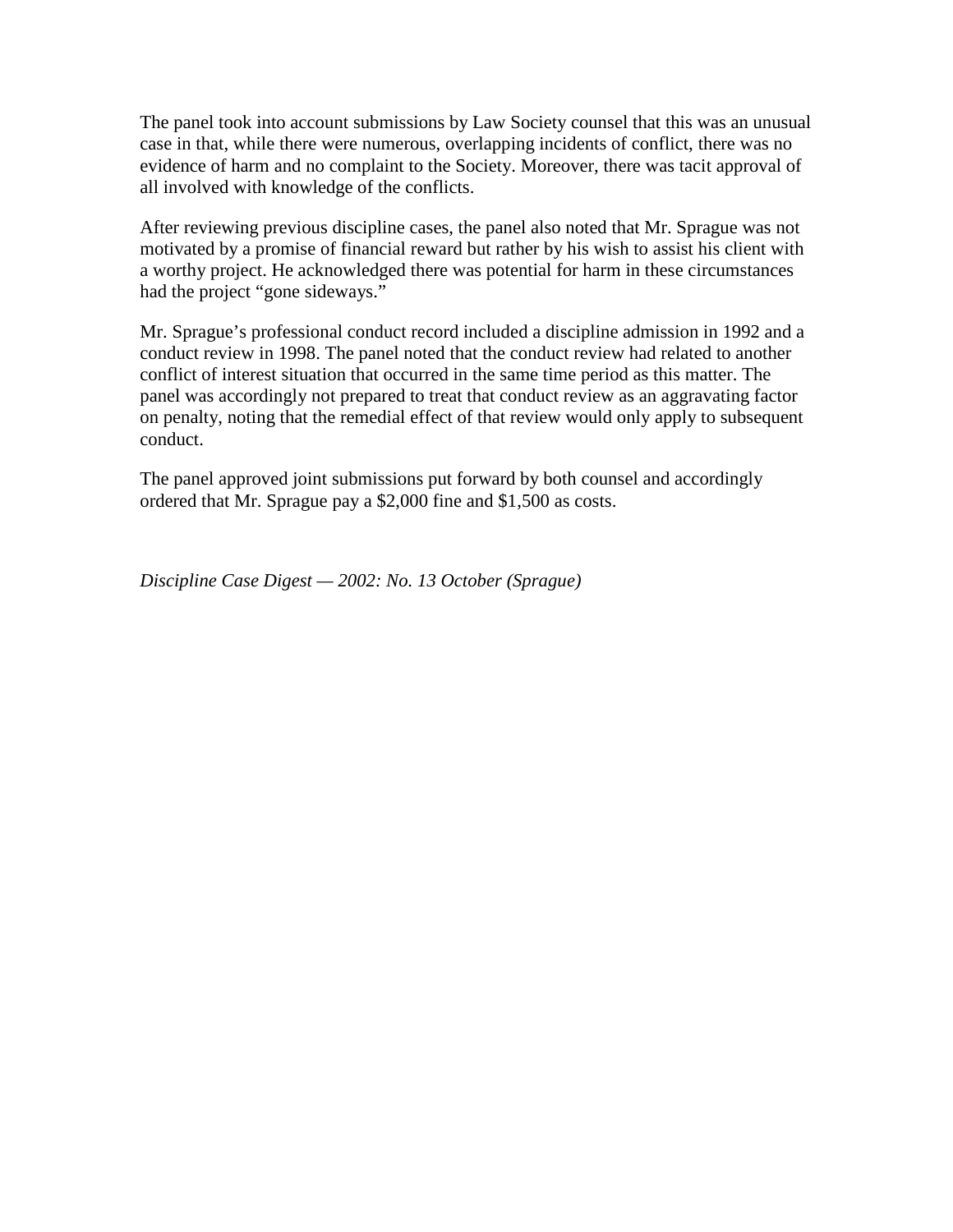The panel took into account submissions by Law Society counsel that this was an unusual case in that, while there were numerous, overlapping incidents of conflict, there was no evidence of harm and no complaint to the Society. Moreover, there was tacit approval of all involved with knowledge of the conflicts.

After reviewing previous discipline cases, the panel also noted that Mr. Sprague was not motivated by a promise of financial reward but rather by his wish to assist his client with a worthy project. He acknowledged there was potential for harm in these circumstances had the project "gone sideways."

Mr. Sprague's professional conduct record included a discipline admission in 1992 and a conduct review in 1998. The panel noted that the conduct review had related to another conflict of interest situation that occurred in the same time period as this matter. The panel was accordingly not prepared to treat that conduct review as an aggravating factor on penalty, noting that the remedial effect of that review would only apply to subsequent conduct.

The panel approved joint submissions put forward by both counsel and accordingly ordered that Mr. Sprague pay a $2,000 fine and $1,500 as costs.

*Discipline Case Digest — 2002: No. 13 October (Sprague)*